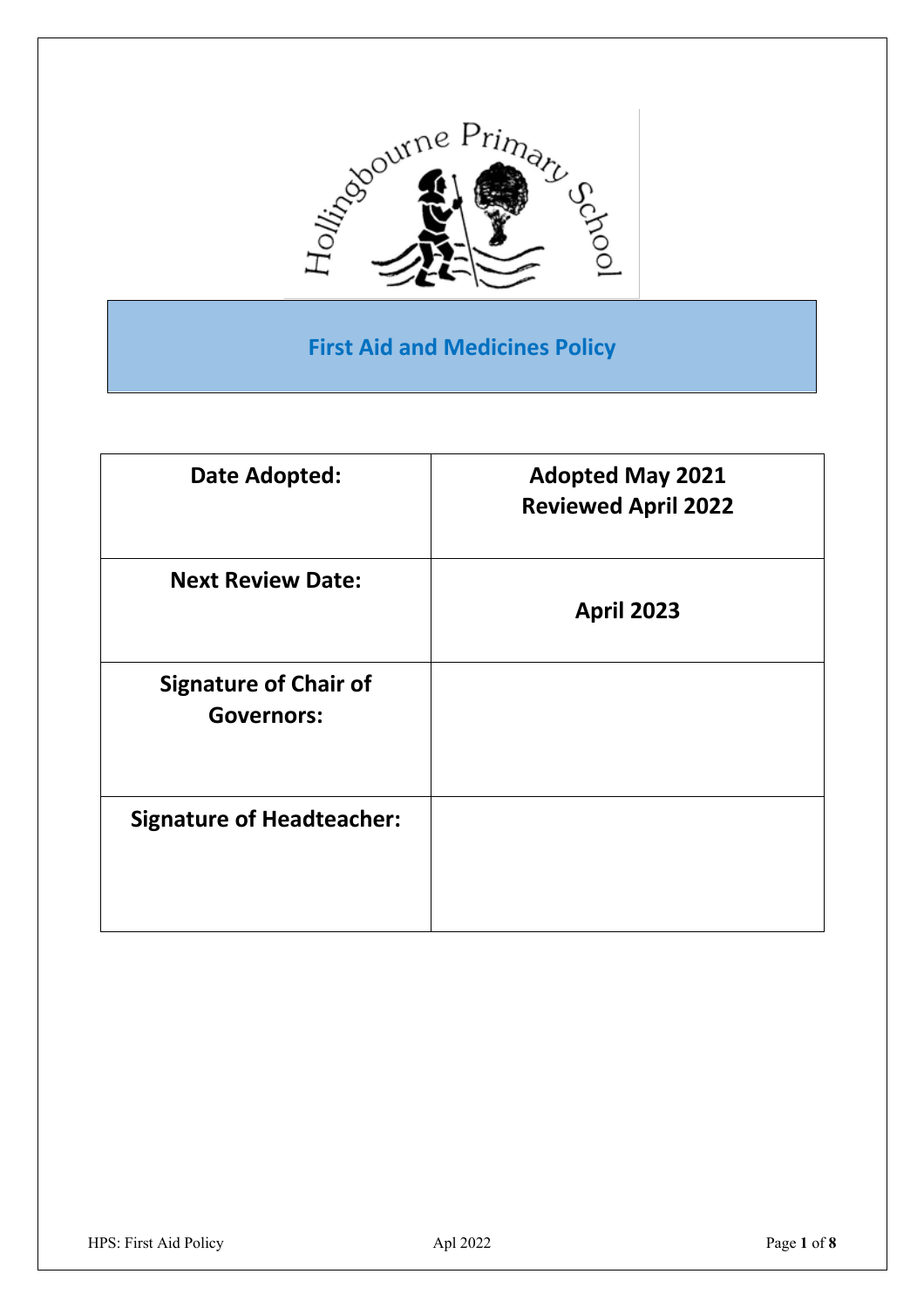Hollingbourne Primary School

# First Aid and Medicines Policy

| Date Adopted: | Adopted May 2021<br>Reviewed April 2022 |
| --- | --- |
| Next Review Date: | April 2023 |
| Signature of Chair of Governors: | |
| Signature of Headteacher: | |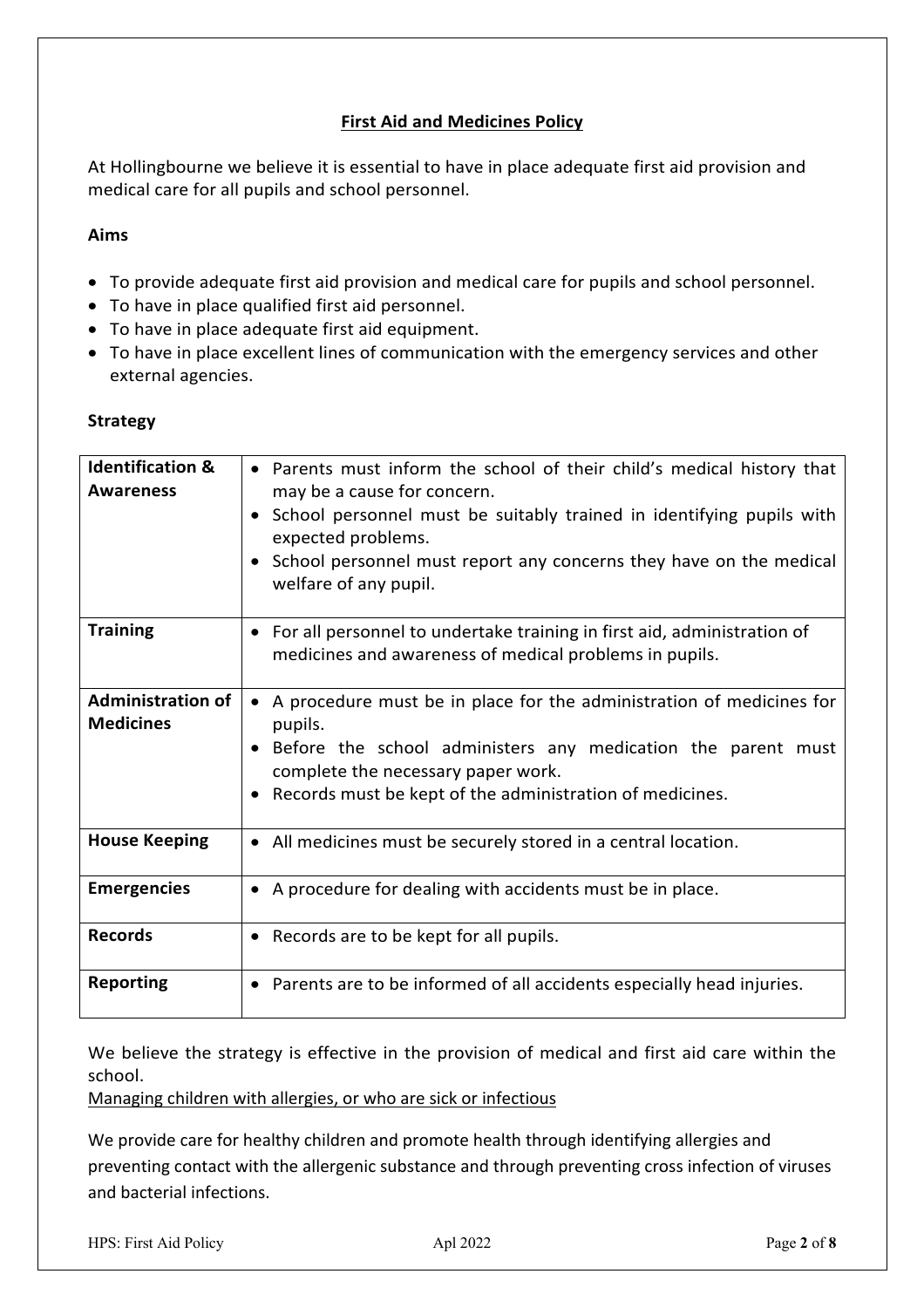# First Aid and Medicines Policy

At Hollingbourne we believe it is essential to have in place adequate first aid provision and medical care for all pupils and school personnel.

**Aims**

- To provide adequate first aid provision and medical care for pupils and school personnel.
- To have in place qualified first aid personnel.
- To have in place adequate first aid equipment.
- To have in place excellent lines of communication with the emergency services and other external agencies.

**Strategy**

| | |
|---|---|
| **Identification & Awareness** | • Parents must inform the school of their child's medical history that may be a cause for concern.<br>• School personnel must be suitably trained in identifying pupils with expected problems.<br>• School personnel must report any concerns they have on the medical welfare of any pupil. |
| **Training** | • For all personnel to undertake training in first aid, administration of medicines and awareness of medical problems in pupils. |
| **Administration of Medicines** | • A procedure must be in place for the administration of medicines for pupils.<br>• Before the school administers any medication the parent must complete the necessary paper work.<br>• Records must be kept of the administration of medicines. |
| **House Keeping** | • All medicines must be securely stored in a central location. |
| **Emergencies** | • A procedure for dealing with accidents must be in place. |
| **Records** | • Records are to be kept for all pupils. |
| **Reporting** | • Parents are to be informed of all accidents especially head injuries. |

We believe the strategy is effective in the provision of medical and first aid care within the school.

Managing children with allergies, or who are sick or infectious

We provide care for healthy children and promote health through identifying allergies and preventing contact with the allergenic substance and through preventing cross infection of viruses and bacterial infections.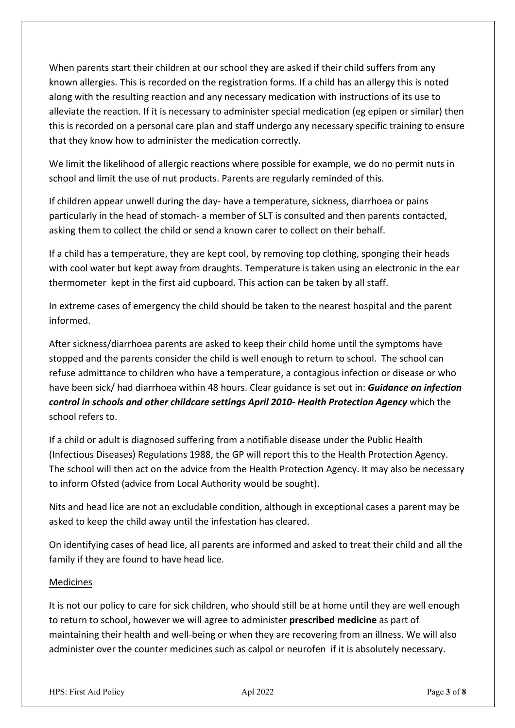When parents start their children at our school they are asked if their child suffers from any known allergies. This is recorded on the registration forms. If a child has an allergy this is noted along with the resulting reaction and any necessary medication with instructions of its use to alleviate the reaction. If it is necessary to administer special medication (eg epipen or similar) then this is recorded on a personal care plan and staff undergo any necessary specific training to ensure that they know how to administer the medication correctly.

We limit the likelihood of allergic reactions where possible for example, we do no permit nuts in school and limit the use of nut products. Parents are regularly reminded of this.

If children appear unwell during the day- have a temperature, sickness, diarrhoea or pains particularly in the head of stomach- a member of SLT is consulted and then parents contacted, asking them to collect the child or send a known carer to collect on their behalf.

If a child has a temperature, they are kept cool, by removing top clothing, sponging their heads with cool water but kept away from draughts. Temperature is taken using an electronic in the ear thermometer kept in the first aid cupboard. This action can be taken by all staff.

In extreme cases of emergency the child should be taken to the nearest hospital and the parent informed.

After sickness/diarrhoea parents are asked to keep their child home until the symptoms have stopped and the parents consider the child is well enough to return to school. The school can refuse admittance to children who have a temperature, a contagious infection or disease or who have been sick/ had diarrhoea within 48 hours. Clear guidance is set out in: ***Guidance on infection control in schools and other childcare settings April 2010- Health Protection Agency*** which the school refers to.

If a child or adult is diagnosed suffering from a notifiable disease under the Public Health (Infectious Diseases) Regulations 1988, the GP will report this to the Health Protection Agency. The school will then act on the advice from the Health Protection Agency. It may also be necessary to inform Ofsted (advice from Local Authority would be sought).

Nits and head lice are not an excludable condition, although in exceptional cases a parent may be asked to keep the child away until the infestation has cleared.

On identifying cases of head lice, all parents are informed and asked to treat their child and all the family if they are found to have head lice.

## Medicines

It is not our policy to care for sick children, who should still be at home until they are well enough to return to school, however we will agree to administer **prescribed medicine** as part of maintaining their health and well-being or when they are recovering from an illness. We will also administer over the counter medicines such as calpol or neurofen if it is absolutely necessary.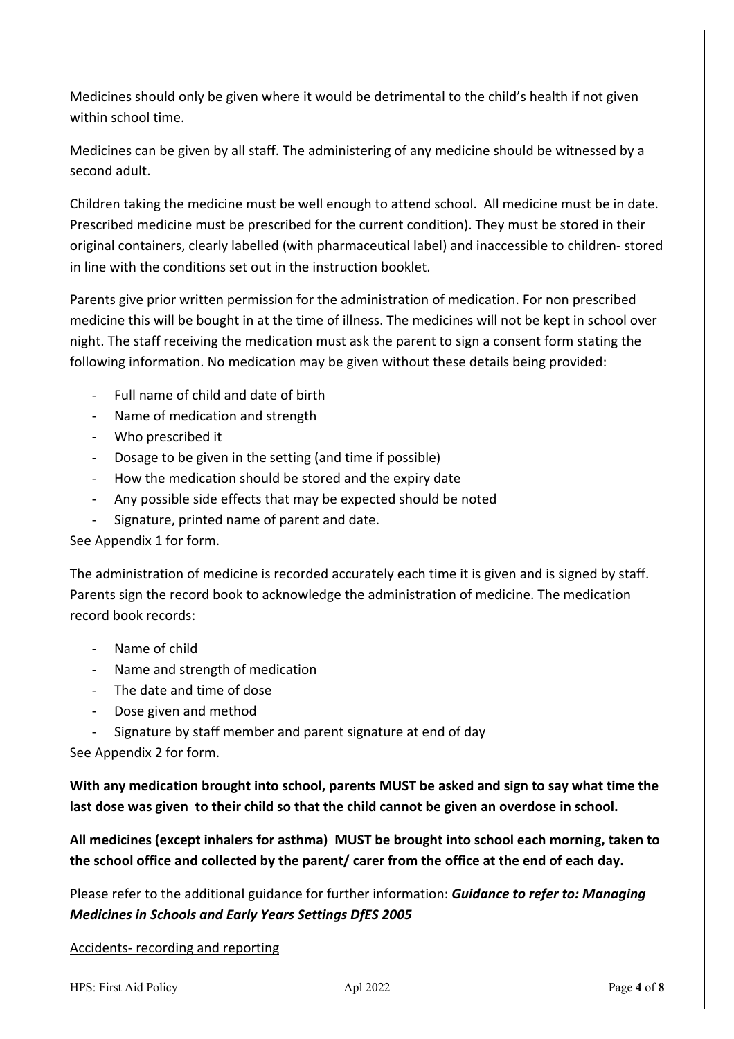Medicines should only be given where it would be detrimental to the child's health if not given within school time.

Medicines can be given by all staff. The administering of any medicine should be witnessed by a second adult.

Children taking the medicine must be well enough to attend school. All medicine must be in date. Prescribed medicine must be prescribed for the current condition). They must be stored in their original containers, clearly labelled (with pharmaceutical label) and inaccessible to children- stored in line with the conditions set out in the instruction booklet.

Parents give prior written permission for the administration of medication. For non prescribed medicine this will be bought in at the time of illness. The medicines will not be kept in school over night. The staff receiving the medication must ask the parent to sign a consent form stating the following information. No medication may be given without these details being provided:

- Full name of child and date of birth
- Name of medication and strength
- Who prescribed it
- Dosage to be given in the setting (and time if possible)
- How the medication should be stored and the expiry date
- Any possible side effects that may be expected should be noted
- Signature, printed name of parent and date.

See Appendix 1 for form.

The administration of medicine is recorded accurately each time it is given and is signed by staff. Parents sign the record book to acknowledge the administration of medicine. The medication record book records:

- Name of child
- Name and strength of medication
- The date and time of dose
- Dose given and method
- Signature by staff member and parent signature at end of day

See Appendix 2 for form.

**With any medication brought into school, parents MUST be asked and sign to say what time the last dose was given to their child so that the child cannot be given an overdose in school.**

**All medicines (except inhalers for asthma) MUST be brought into school each morning, taken to the school office and collected by the parent/ carer from the office at the end of each day.**

Please refer to the additional guidance for further information: ***Guidance to refer to: Managing Medicines in Schools and Early Years Settings DfES 2005***

<u>Accidents- recording and reporting</u>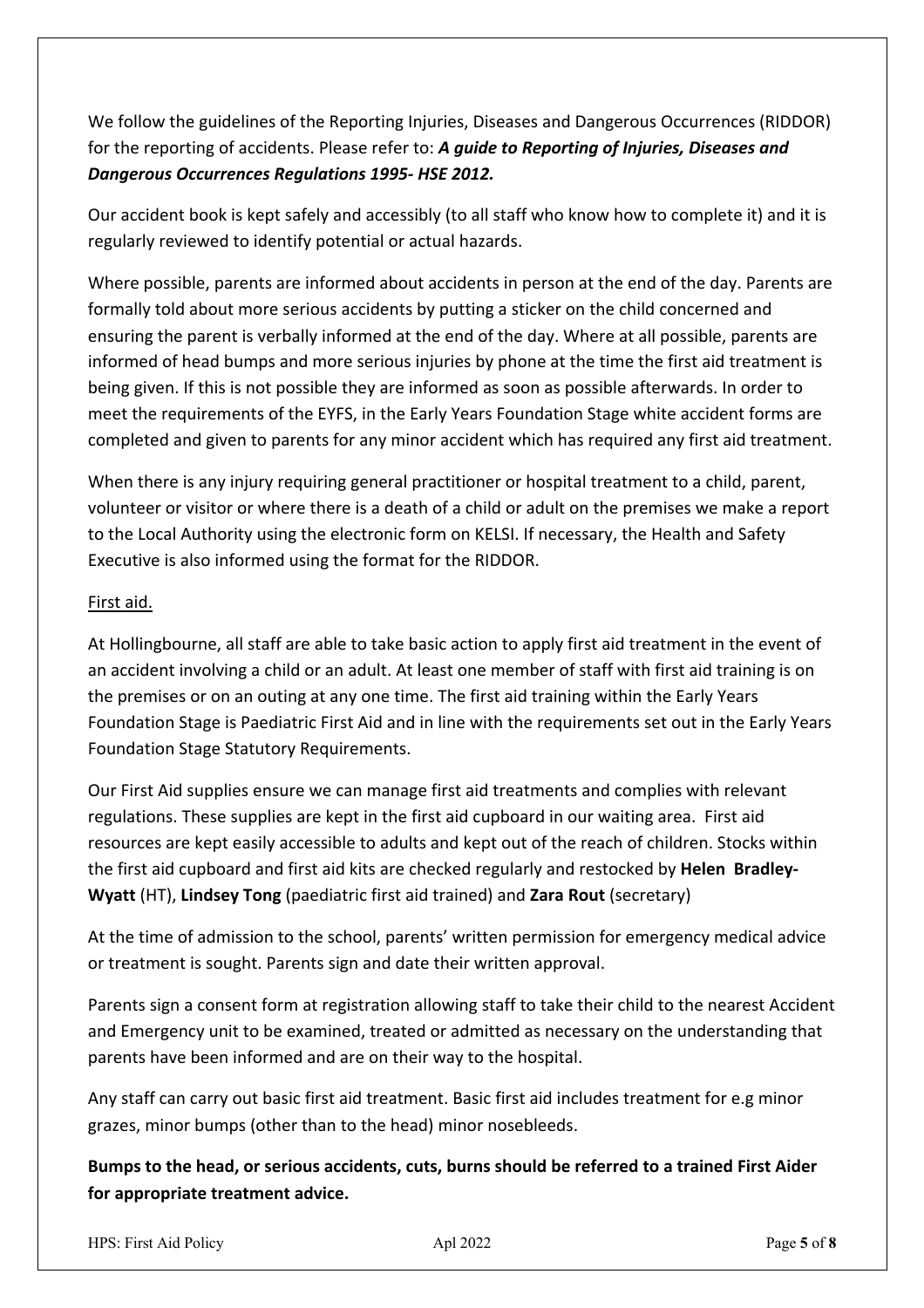We follow the guidelines of the Reporting Injuries, Diseases and Dangerous Occurrences (RIDDOR) for the reporting of accidents. Please refer to: ***A guide to Reporting of Injuries, Diseases and Dangerous Occurrences Regulations 1995- HSE 2012.***

Our accident book is kept safely and accessibly (to all staff who know how to complete it) and it is regularly reviewed to identify potential or actual hazards.

Where possible, parents are informed about accidents in person at the end of the day. Parents are formally told about more serious accidents by putting a sticker on the child concerned and ensuring the parent is verbally informed at the end of the day. Where at all possible, parents are informed of head bumps and more serious injuries by phone at the time the first aid treatment is being given. If this is not possible they are informed as soon as possible afterwards. In order to meet the requirements of the EYFS, in the Early Years Foundation Stage white accident forms are completed and given to parents for any minor accident which has required any first aid treatment.

When there is any injury requiring general practitioner or hospital treatment to a child, parent, volunteer or visitor or where there is a death of a child or adult on the premises we make a report to the Local Authority using the electronic form on KELSI. If necessary, the Health and Safety Executive is also informed using the format for the RIDDOR.

First aid.

At Hollingbourne, all staff are able to take basic action to apply first aid treatment in the event of an accident involving a child or an adult. At least one member of staff with first aid training is on the premises or on an outing at any one time. The first aid training within the Early Years Foundation Stage is Paediatric First Aid and in line with the requirements set out in the Early Years Foundation Stage Statutory Requirements.

Our First Aid supplies ensure we can manage first aid treatments and complies with relevant regulations. These supplies are kept in the first aid cupboard in our waiting area. First aid resources are kept easily accessible to adults and kept out of the reach of children. Stocks within the first aid cupboard and first aid kits are checked regularly and restocked by **Helen Bradley-Wyatt** (HT), **Lindsey Tong** (paediatric first aid trained) and **Zara Rout** (secretary)

At the time of admission to the school, parents' written permission for emergency medical advice or treatment is sought. Parents sign and date their written approval.

Parents sign a consent form at registration allowing staff to take their child to the nearest Accident and Emergency unit to be examined, treated or admitted as necessary on the understanding that parents have been informed and are on their way to the hospital.

Any staff can carry out basic first aid treatment. Basic first aid includes treatment for e.g minor grazes, minor bumps (other than to the head) minor nosebleeds.

**Bumps to the head, or serious accidents, cuts, burns should be referred to a trained First Aider for appropriate treatment advice.**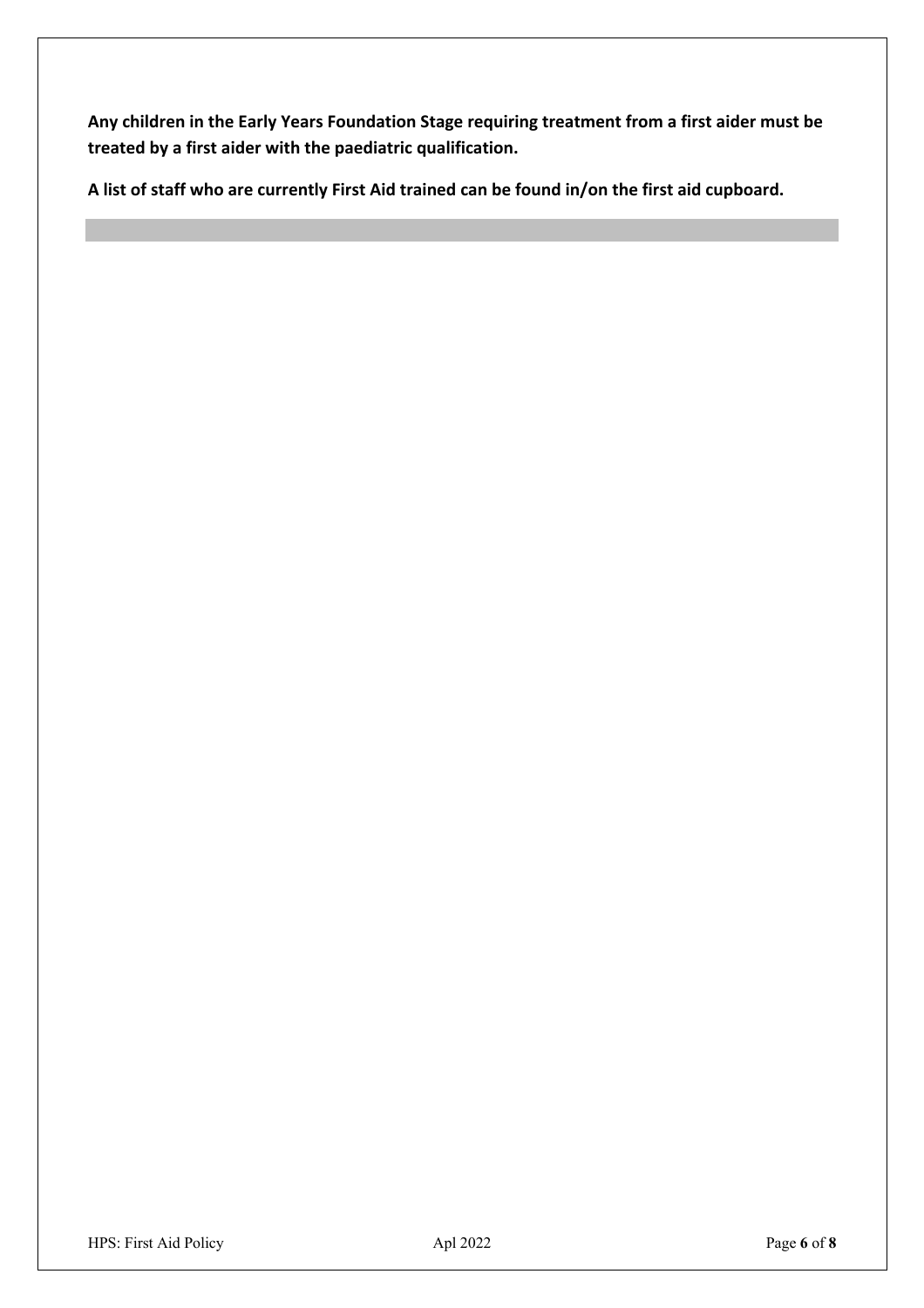**Any children in the Early Years Foundation Stage requiring treatment from a first aider must be treated by a first aider with the paediatric qualification.**

**A list of staff who are currently First Aid trained can be found in/on the first aid cupboard.**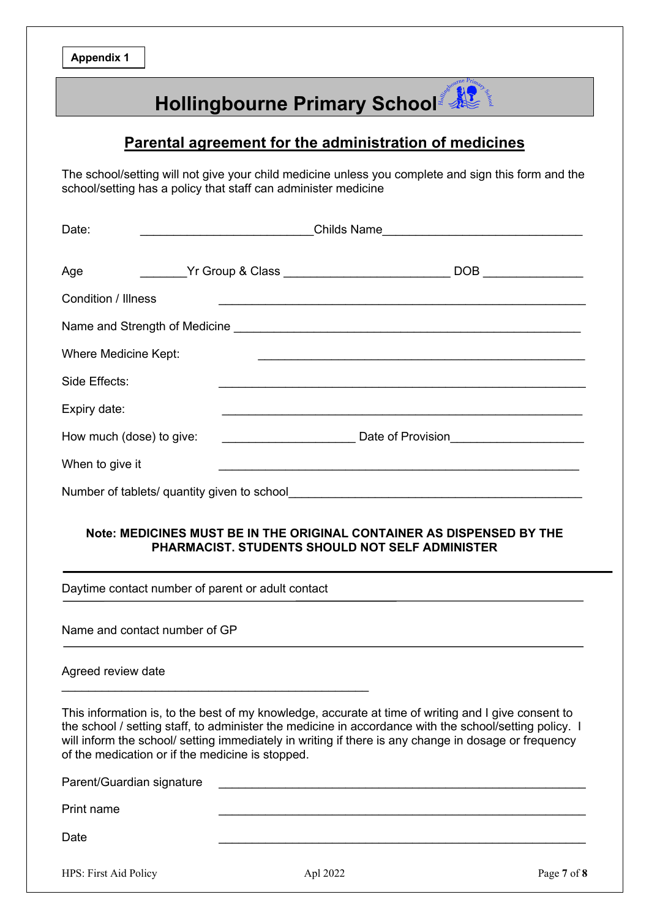Appendix 1

# Hollingbourne Primary School

## Parental agreement for the administration of medicines

The school/setting will not give your child medicine unless you complete and sign this form and the school/setting has a policy that staff can administer medicine

Date: _________________________ Childs Name _____________________________

Age _______ Yr Group & Class ________________________ DOB ______________

Condition / Illness _______________________________________________________

Name and Strength of Medicine ____________________________________________

Where Medicine Kept: ______________________________________________

Side Effects: ____________________________________________________

Expiry date: ____________________________________________________

How much (dose) to give: ____________________ Date of Provision____________________

When to give it ____________________________________________________

Number of tablets/ quantity given to school____________________________________________

**Note: MEDICINES MUST BE IN THE ORIGINAL CONTAINER AS DISPENSED BY THE PHARMACIST. STUDENTS SHOULD NOT SELF ADMINISTER**

---

Daytime contact number of parent or adult contact

_________________________________________________________________

Name and contact number of GP

_________________________________________________________________

Agreed review date

_____________________________________________

This information is, to the best of my knowledge, accurate at time of writing and I give consent to the school / setting staff, to administer the medicine in accordance with the school/setting policy. I will inform the school/ setting immediately in writing if there is any change in dosage or frequency of the medication or if the medicine is stopped.

Parent/Guardian signature ____________________________________________

Print name ____________________________________________

Date ____________________________________________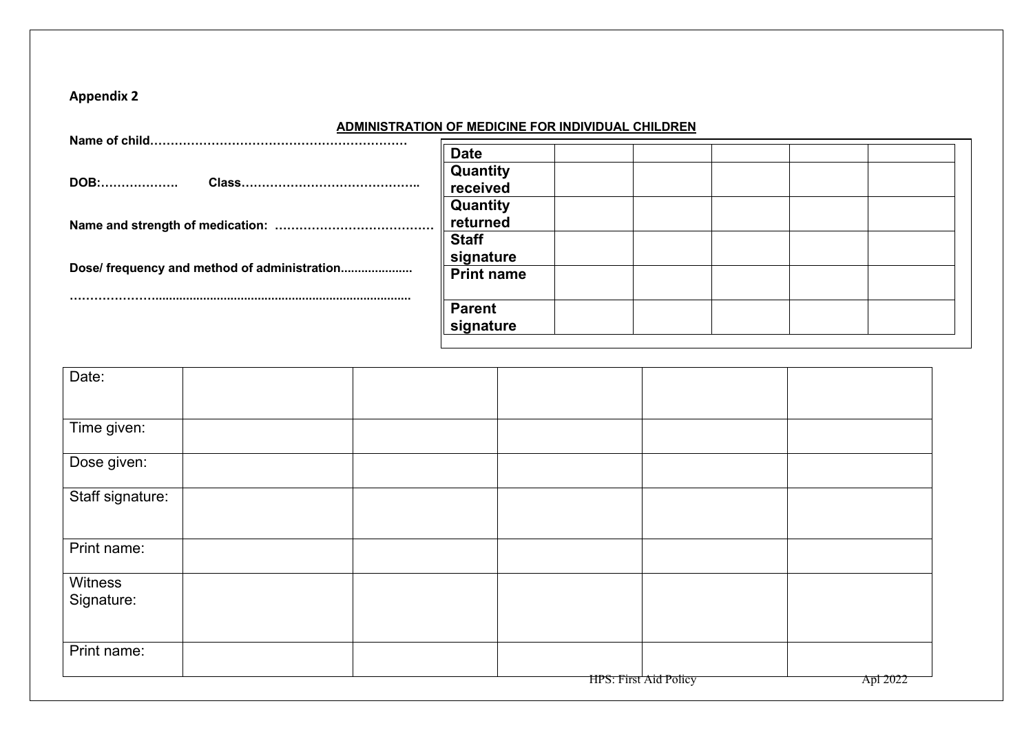**Appendix 2**

**ADMINISTRATION OF MEDICINE FOR INDIVIDUAL CHILDREN**

**Name of child………………………………………………………**

**DOB:……………….        Class……………………………………..**

**Name and strength of medication: …………………………………**

**Dose/ frequency and method of administration....................**

**…………………..........................................................................**

| | | | | | |
|---|---|---|---|---|---|
| **Date** | | | | | |
| **Quantity received** | | | | | |
| **Quantity returned** | | | | | |
| **Staff signature** | | | | | |
| **Print name** | | | | | |
| **Parent signature** | | | | | |

| | | | | | |
|---|---|---|---|---|---|
| Date: | | | | | |
| Time given: | | | | | |
| Dose given: | | | | | |
| Staff signature: | | | | | |
| Print name: | | | | | |
| Witness Signature: | | | | | |
| Print name: | | | | | |